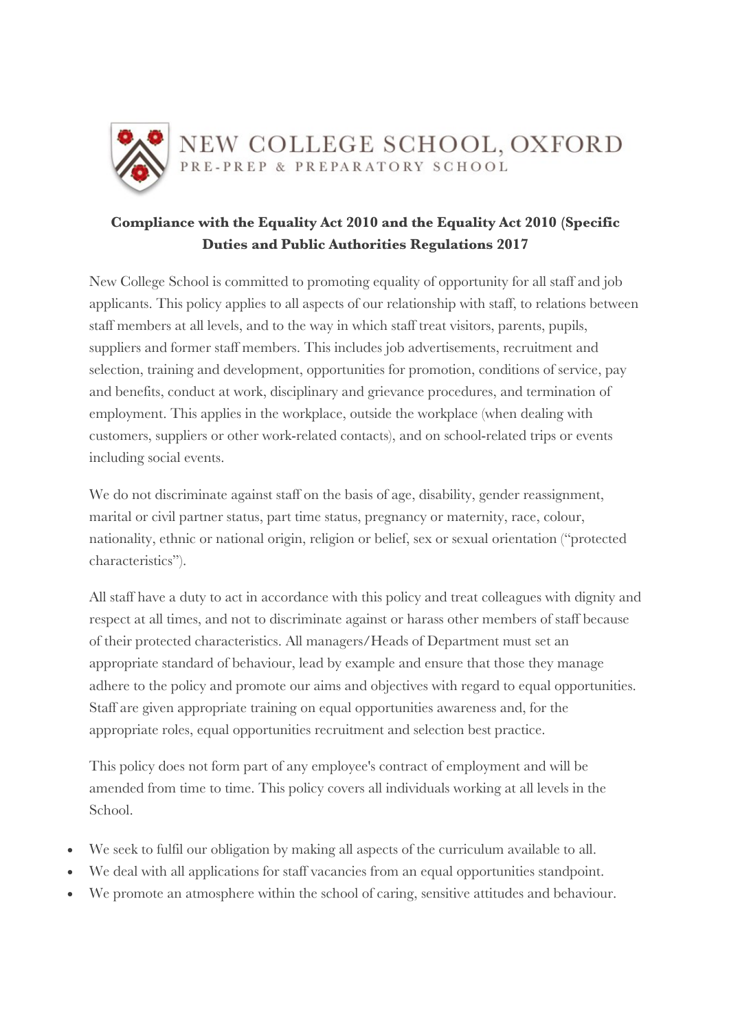NEW COLLEGE SCHOOL, OXFORD
PRE-PREP & PREPARATORY SCHOOL

## Compliance with the Equality Act 2010 and the Equality Act 2010 (Specific Duties and Public Authorities Regulations 2017

New College School is committed to promoting equality of opportunity for all staff and job applicants. This policy applies to all aspects of our relationship with staff, to relations between staff members at all levels, and to the way in which staff treat visitors, parents, pupils, suppliers and former staff members. This includes job advertisements, recruitment and selection, training and development, opportunities for promotion, conditions of service, pay and benefits, conduct at work, disciplinary and grievance procedures, and termination of employment. This applies in the workplace, outside the workplace (when dealing with customers, suppliers or other work-related contacts), and on school-related trips or events including social events.

We do not discriminate against staff on the basis of age, disability, gender reassignment, marital or civil partner status, part time status, pregnancy or maternity, race, colour, nationality, ethnic or national origin, religion or belief, sex or sexual orientation ("protected characteristics").

All staff have a duty to act in accordance with this policy and treat colleagues with dignity and respect at all times, and not to discriminate against or harass other members of staff because of their protected characteristics. All managers/Heads of Department must set an appropriate standard of behaviour, lead by example and ensure that those they manage adhere to the policy and promote our aims and objectives with regard to equal opportunities. Staff are given appropriate training on equal opportunities awareness and, for the appropriate roles, equal opportunities recruitment and selection best practice.

This policy does not form part of any employee's contract of employment and will be amended from time to time. This policy covers all individuals working at all levels in the School.

- We seek to fulfil our obligation by making all aspects of the curriculum available to all.
- We deal with all applications for staff vacancies from an equal opportunities standpoint.
- We promote an atmosphere within the school of caring, sensitive attitudes and behaviour.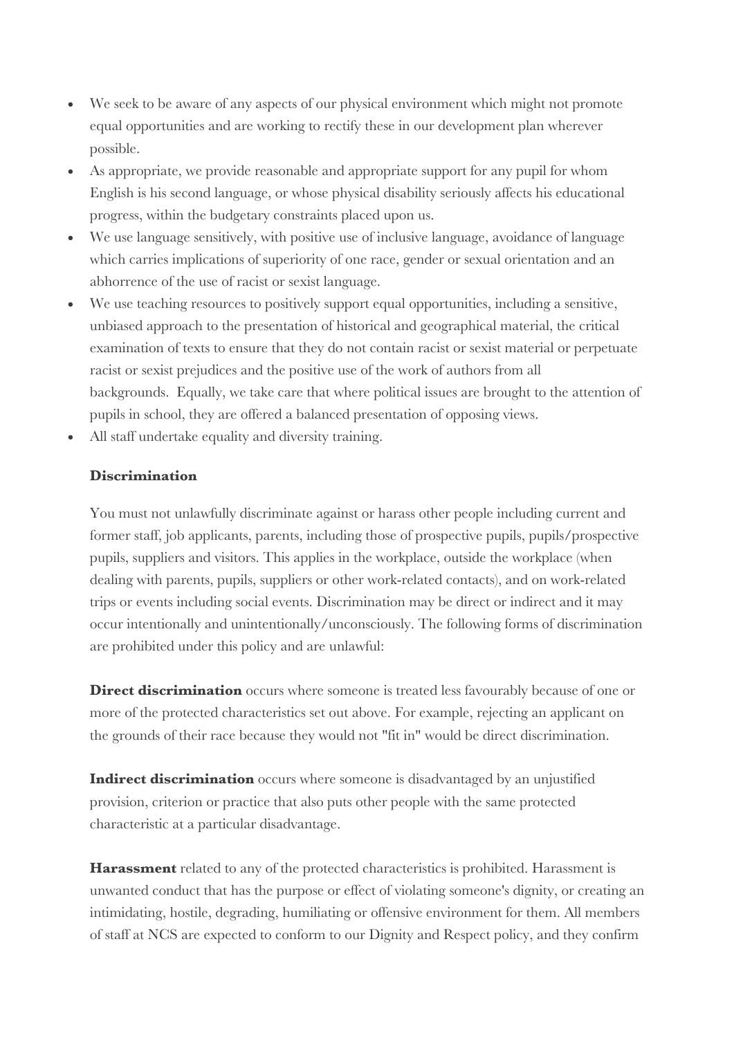- We seek to be aware of any aspects of our physical environment which might not promote equal opportunities and are working to rectify these in our development plan wherever possible.
- As appropriate, we provide reasonable and appropriate support for any pupil for whom English is his second language, or whose physical disability seriously affects his educational progress, within the budgetary constraints placed upon us.
- We use language sensitively, with positive use of inclusive language, avoidance of language which carries implications of superiority of one race, gender or sexual orientation and an abhorrence of the use of racist or sexist language.
- We use teaching resources to positively support equal opportunities, including a sensitive, unbiased approach to the presentation of historical and geographical material, the critical examination of texts to ensure that they do not contain racist or sexist material or perpetuate racist or sexist prejudices and the positive use of the work of authors from all backgrounds. Equally, we take care that where political issues are brought to the attention of pupils in school, they are offered a balanced presentation of opposing views.
- All staff undertake equality and diversity training.

**Discrimination**

You must not unlawfully discriminate against or harass other people including current and former staff, job applicants, parents, including those of prospective pupils, pupils/prospective pupils, suppliers and visitors. This applies in the workplace, outside the workplace (when dealing with parents, pupils, suppliers or other work-related contacts), and on work-related trips or events including social events. Discrimination may be direct or indirect and it may occur intentionally and unintentionally/unconsciously. The following forms of discrimination are prohibited under this policy and are unlawful:

**Direct discrimination** occurs where someone is treated less favourably because of one or more of the protected characteristics set out above. For example, rejecting an applicant on the grounds of their race because they would not "fit in" would be direct discrimination.

**Indirect discrimination** occurs where someone is disadvantaged by an unjustified provision, criterion or practice that also puts other people with the same protected characteristic at a particular disadvantage.

**Harassment** related to any of the protected characteristics is prohibited. Harassment is unwanted conduct that has the purpose or effect of violating someone's dignity, or creating an intimidating, hostile, degrading, humiliating or offensive environment for them. All members of staff at NCS are expected to conform to our Dignity and Respect policy, and they confirm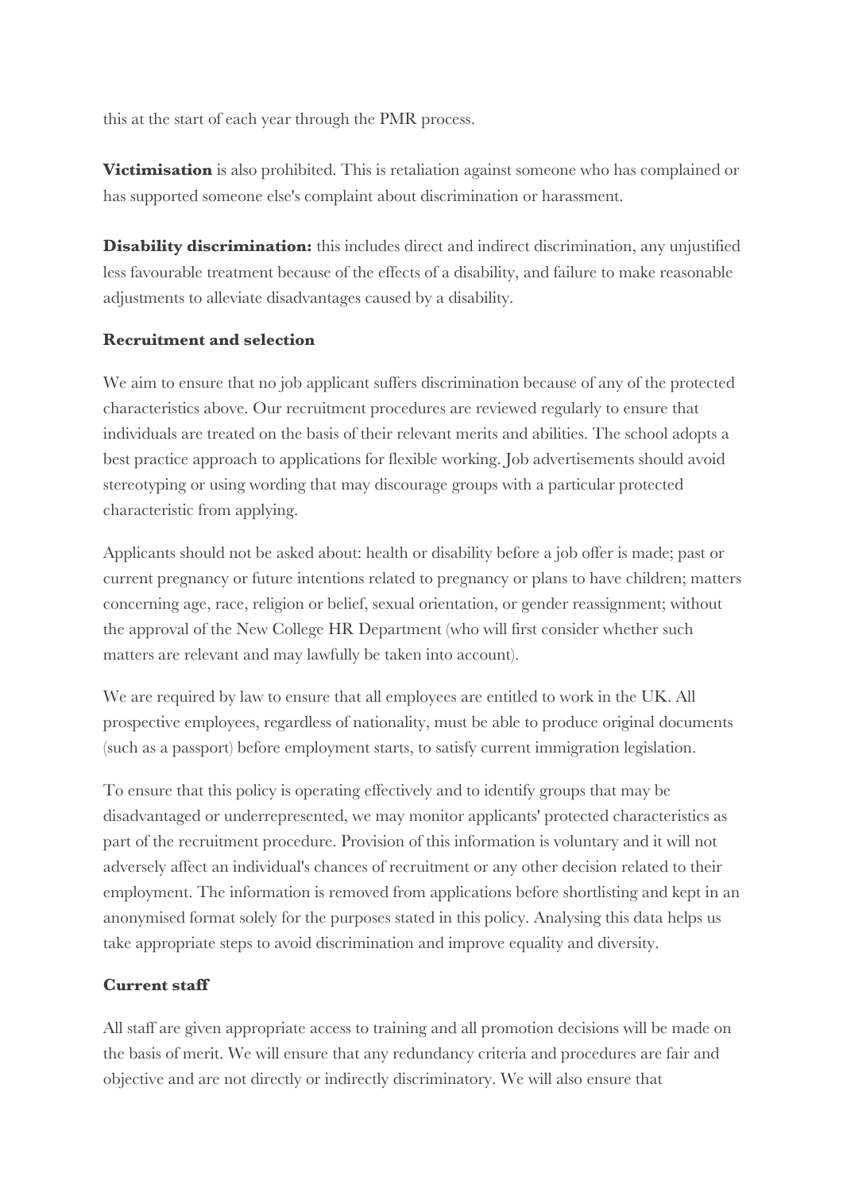this at the start of each year through the PMR process.

**Victimisation** is also prohibited. This is retaliation against someone who has complained or has supported someone else's complaint about discrimination or harassment.

**Disability discrimination:** this includes direct and indirect discrimination, any unjustified less favourable treatment because of the effects of a disability, and failure to make reasonable adjustments to alleviate disadvantages caused by a disability.

**Recruitment and selection**

We aim to ensure that no job applicant suffers discrimination because of any of the protected characteristics above. Our recruitment procedures are reviewed regularly to ensure that individuals are treated on the basis of their relevant merits and abilities. The school adopts a best practice approach to applications for flexible working. Job advertisements should avoid stereotyping or using wording that may discourage groups with a particular protected characteristic from applying.

Applicants should not be asked about: health or disability before a job offer is made; past or current pregnancy or future intentions related to pregnancy or plans to have children; matters concerning age, race, religion or belief, sexual orientation, or gender reassignment; without the approval of the New College HR Department (who will first consider whether such matters are relevant and may lawfully be taken into account).

We are required by law to ensure that all employees are entitled to work in the UK. All prospective employees, regardless of nationality, must be able to produce original documents (such as a passport) before employment starts, to satisfy current immigration legislation.

To ensure that this policy is operating effectively and to identify groups that may be disadvantaged or underrepresented, we may monitor applicants' protected characteristics as part of the recruitment procedure. Provision of this information is voluntary and it will not adversely affect an individual's chances of recruitment or any other decision related to their employment. The information is removed from applications before shortlisting and kept in an anonymised format solely for the purposes stated in this policy. Analysing this data helps us take appropriate steps to avoid discrimination and improve equality and diversity.

**Current staff**

All staff are given appropriate access to training and all promotion decisions will be made on the basis of merit. We will ensure that any redundancy criteria and procedures are fair and objective and are not directly or indirectly discriminatory. We will also ensure that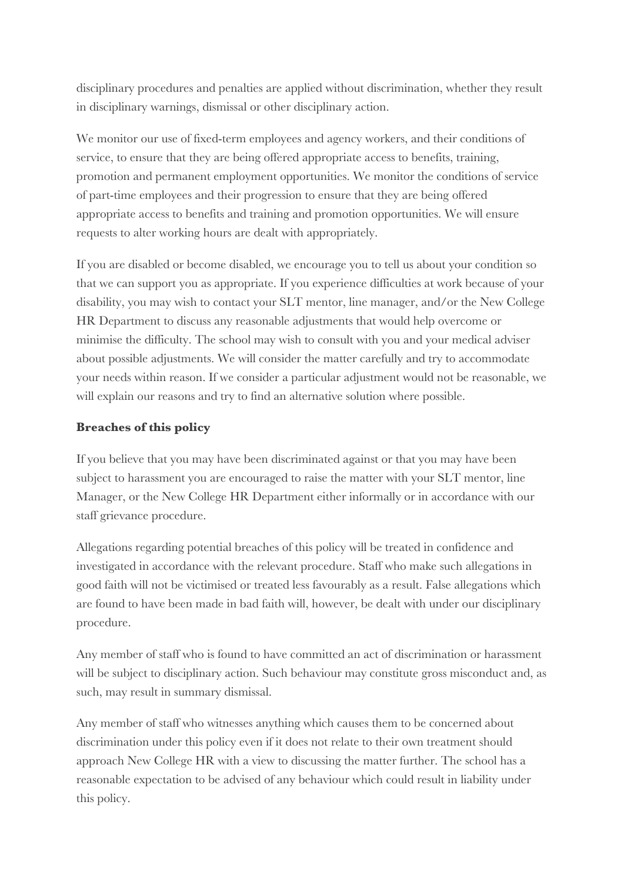disciplinary procedures and penalties are applied without discrimination, whether they result in disciplinary warnings, dismissal or other disciplinary action.

We monitor our use of fixed-term employees and agency workers, and their conditions of service, to ensure that they are being offered appropriate access to benefits, training, promotion and permanent employment opportunities. We monitor the conditions of service of part-time employees and their progression to ensure that they are being offered appropriate access to benefits and training and promotion opportunities. We will ensure requests to alter working hours are dealt with appropriately.

If you are disabled or become disabled, we encourage you to tell us about your condition so that we can support you as appropriate. If you experience difficulties at work because of your disability, you may wish to contact your SLT mentor, line manager, and/or the New College HR Department to discuss any reasonable adjustments that would help overcome or minimise the difficulty. The school may wish to consult with you and your medical adviser about possible adjustments. We will consider the matter carefully and try to accommodate your needs within reason. If we consider a particular adjustment would not be reasonable, we will explain our reasons and try to find an alternative solution where possible.

**Breaches of this policy**

If you believe that you may have been discriminated against or that you may have been subject to harassment you are encouraged to raise the matter with your SLT mentor, line Manager, or the New College HR Department either informally or in accordance with our staff grievance procedure.

Allegations regarding potential breaches of this policy will be treated in confidence and investigated in accordance with the relevant procedure. Staff who make such allegations in good faith will not be victimised or treated less favourably as a result. False allegations which are found to have been made in bad faith will, however, be dealt with under our disciplinary procedure.

Any member of staff who is found to have committed an act of discrimination or harassment will be subject to disciplinary action. Such behaviour may constitute gross misconduct and, as such, may result in summary dismissal.

Any member of staff who witnesses anything which causes them to be concerned about discrimination under this policy even if it does not relate to their own treatment should approach New College HR with a view to discussing the matter further. The school has a reasonable expectation to be advised of any behaviour which could result in liability under this policy.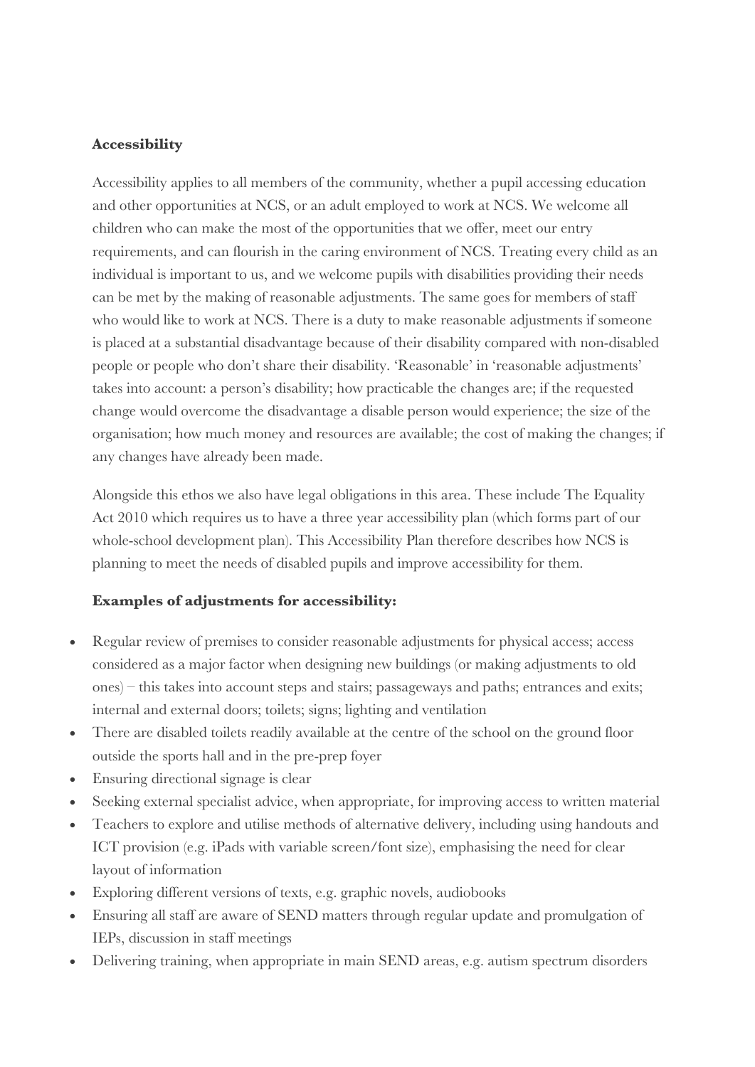**Accessibility**

Accessibility applies to all members of the community, whether a pupil accessing education and other opportunities at NCS, or an adult employed to work at NCS. We welcome all children who can make the most of the opportunities that we offer, meet our entry requirements, and can flourish in the caring environment of NCS. Treating every child as an individual is important to us, and we welcome pupils with disabilities providing their needs can be met by the making of reasonable adjustments. The same goes for members of staff who would like to work at NCS. There is a duty to make reasonable adjustments if someone is placed at a substantial disadvantage because of their disability compared with non-disabled people or people who don't share their disability. 'Reasonable' in 'reasonable adjustments' takes into account: a person's disability; how practicable the changes are; if the requested change would overcome the disadvantage a disable person would experience; the size of the organisation; how much money and resources are available; the cost of making the changes; if any changes have already been made.

Alongside this ethos we also have legal obligations in this area. These include The Equality Act 2010 which requires us to have a three year accessibility plan (which forms part of our whole-school development plan). This Accessibility Plan therefore describes how NCS is planning to meet the needs of disabled pupils and improve accessibility for them.

**Examples of adjustments for accessibility:**

- Regular review of premises to consider reasonable adjustments for physical access; access considered as a major factor when designing new buildings (or making adjustments to old ones) – this takes into account steps and stairs; passageways and paths; entrances and exits; internal and external doors; toilets; signs; lighting and ventilation
- There are disabled toilets readily available at the centre of the school on the ground floor outside the sports hall and in the pre-prep foyer
- Ensuring directional signage is clear
- Seeking external specialist advice, when appropriate, for improving access to written material
- Teachers to explore and utilise methods of alternative delivery, including using handouts and ICT provision (e.g. iPads with variable screen/font size), emphasising the need for clear layout of information
- Exploring different versions of texts, e.g. graphic novels, audiobooks
- Ensuring all staff are aware of SEND matters through regular update and promulgation of IEPs, discussion in staff meetings
- Delivering training, when appropriate in main SEND areas, e.g. autism spectrum disorders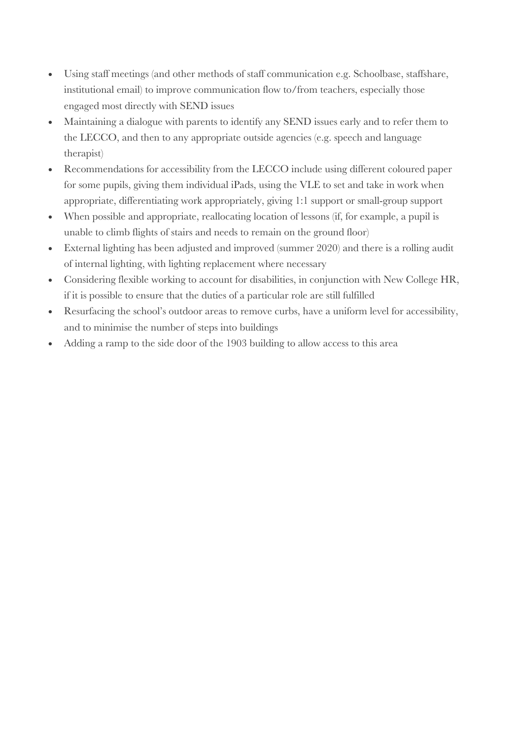- Using staff meetings (and other methods of staff communication e.g. Schoolbase, staffshare, institutional email) to improve communication flow to/from teachers, especially those engaged most directly with SEND issues
- Maintaining a dialogue with parents to identify any SEND issues early and to refer them to the LECCO, and then to any appropriate outside agencies (e.g. speech and language therapist)
- Recommendations for accessibility from the LECCO include using different coloured paper for some pupils, giving them individual iPads, using the VLE to set and take in work when appropriate, differentiating work appropriately, giving 1:1 support or small-group support
- When possible and appropriate, reallocating location of lessons (if, for example, a pupil is unable to climb flights of stairs and needs to remain on the ground floor)
- External lighting has been adjusted and improved (summer 2020) and there is a rolling audit of internal lighting, with lighting replacement where necessary
- Considering flexible working to account for disabilities, in conjunction with New College HR, if it is possible to ensure that the duties of a particular role are still fulfilled
- Resurfacing the school's outdoor areas to remove curbs, have a uniform level for accessibility, and to minimise the number of steps into buildings
- Adding a ramp to the side door of the 1903 building to allow access to this area